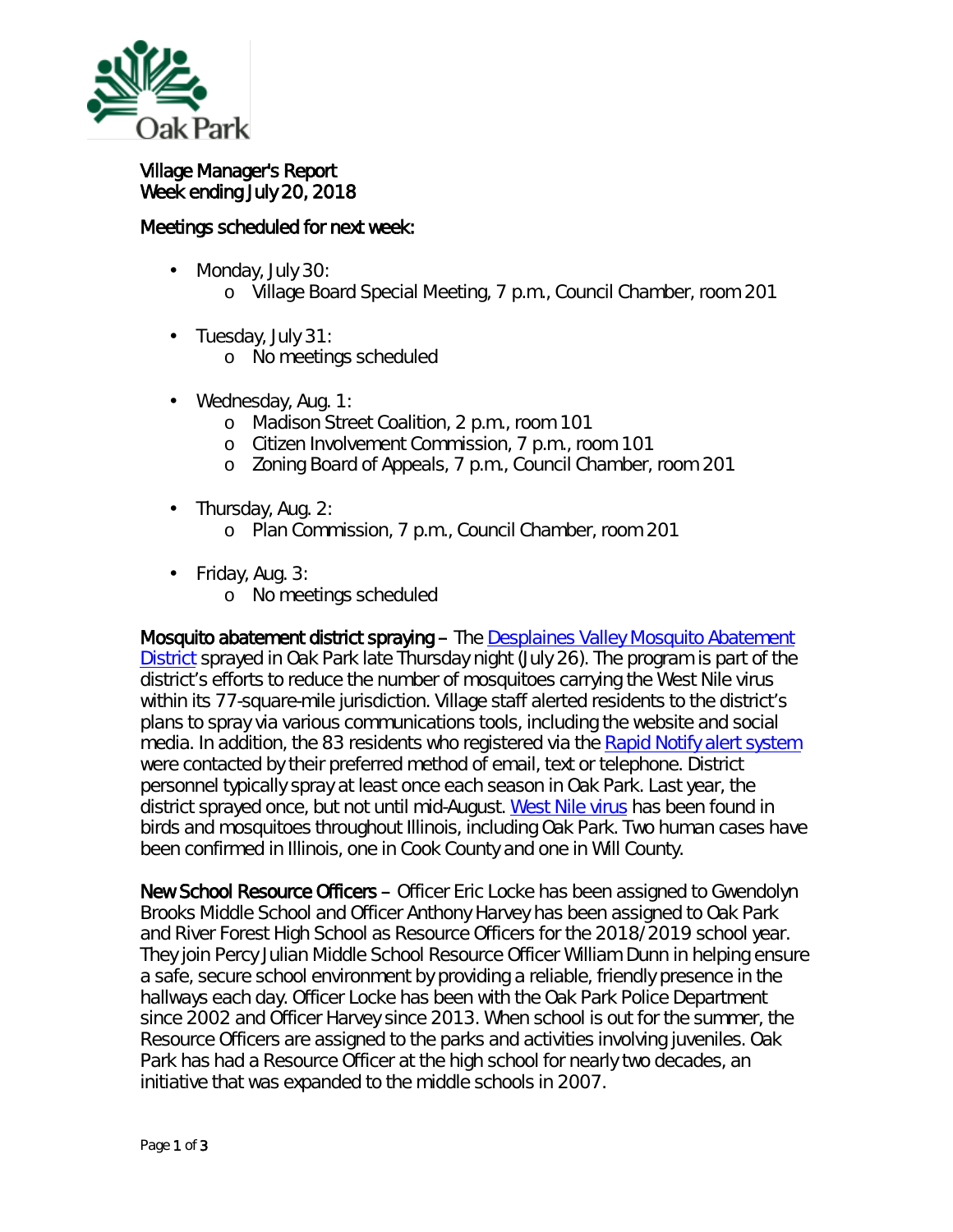Village Manager's Report
Week ending July 20, 2018

Meetings scheduled for next week:

- Monday, July 30:
  - Village Board Special Meeting, 7 p.m., Council Chamber, room 201
- Tuesday, July 31:
  - No meetings scheduled
- Wednesday, Aug. 1:
  - Madison Street Coalition, 2 p.m., room 101
  - Citizen Involvement Commission, 7 p.m., room 101
  - Zoning Board of Appeals, 7 p.m., Council Chamber, room 201
- Thursday, Aug. 2:
  - Plan Commission, 7 p.m., Council Chamber, room 201
- Friday, Aug. 3:
  - No meetings scheduled

**Mosquito abatement district spraying** – The Desplaines Valley Mosquito Abatement District sprayed in Oak Park late Thursday night (July 26). The program is part of the district's efforts to reduce the number of mosquitoes carrying the West Nile virus within its 77-square-mile jurisdiction. Village staff alerted residents to the district's plans to spray via various communications tools, including the website and social media. In addition, the 83 residents who registered via the Rapid Notify alert system were contacted by their preferred method of email, text or telephone. District personnel typically spray at least once each season in Oak Park. Last year, the district sprayed once, but not until mid-August. West Nile virus has been found in birds and mosquitoes throughout Illinois, including Oak Park. Two human cases have been confirmed in Illinois, one in Cook County and one in Will County.

**New School Resource Officers** – Officer Eric Locke has been assigned to Gwendolyn Brooks Middle School and Officer Anthony Harvey has been assigned to Oak Park and River Forest High School as Resource Officers for the 2018/2019 school year. They join Percy Julian Middle School Resource Officer William Dunn in helping ensure a safe, secure school environment by providing a reliable, friendly presence in the hallways each day. Officer Locke has been with the Oak Park Police Department since 2002 and Officer Harvey since 2013. When school is out for the summer, the Resource Officers are assigned to the parks and activities involving juveniles. Oak Park has had a Resource Officer at the high school for nearly two decades, an initiative that was expanded to the middle schools in 2007.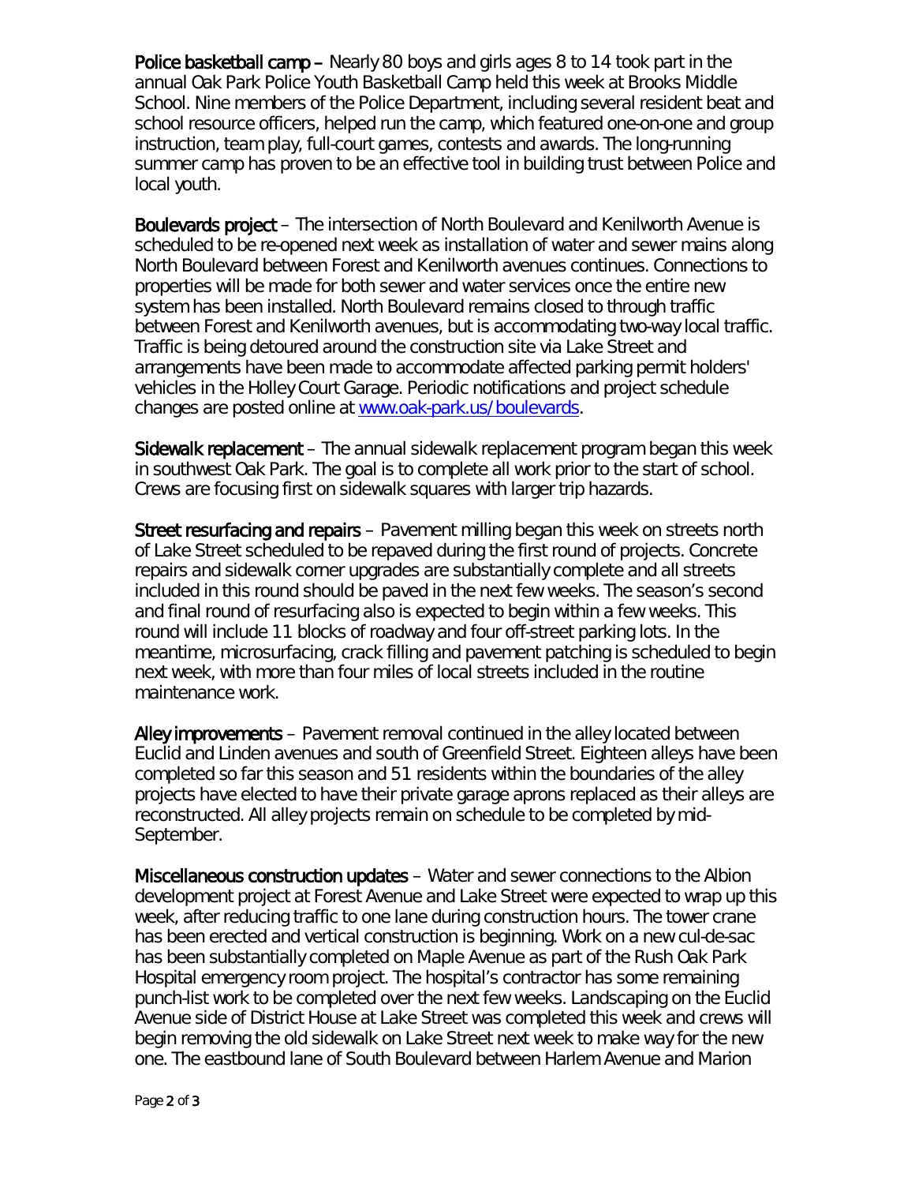**Police basketball camp –** Nearly 80 boys and girls ages 8 to 14 took part in the annual Oak Park Police Youth Basketball Camp held this week at Brooks Middle School. Nine members of the Police Department, including several resident beat and school resource officers, helped run the camp, which featured one-on-one and group instruction, team play, full-court games, contests and awards. The long-running summer camp has proven to be an effective tool in building trust between Police and local youth.

**Boulevards project** – The intersection of North Boulevard and Kenilworth Avenue is scheduled to be re-opened next week as installation of water and sewer mains along North Boulevard between Forest and Kenilworth avenues continues. Connections to properties will be made for both sewer and water services once the entire new system has been installed. North Boulevard remains closed to through traffic between Forest and Kenilworth avenues, but is accommodating two-way local traffic. Traffic is being detoured around the construction site via Lake Street and arrangements have been made to accommodate affected parking permit holders' vehicles in the Holley Court Garage. Periodic notifications and project schedule changes are posted online at [www.oak-park.us/boulevards](http://www.oak-park.us/boulevards).

**Sidewalk replacement** – The annual sidewalk replacement program began this week in southwest Oak Park. The goal is to complete all work prior to the start of school. Crews are focusing first on sidewalk squares with larger trip hazards.

**Street resurfacing and repairs** – Pavement milling began this week on streets north of Lake Street scheduled to be repaved during the first round of projects. Concrete repairs and sidewalk corner upgrades are substantially complete and all streets included in this round should be paved in the next few weeks. The season's second and final round of resurfacing also is expected to begin within a few weeks. This round will include 11 blocks of roadway and four off-street parking lots. In the meantime, microsurfacing, crack filling and pavement patching is scheduled to begin next week, with more than four miles of local streets included in the routine maintenance work.

**Alley improvements** – Pavement removal continued in the alley located between Euclid and Linden avenues and south of Greenfield Street. Eighteen alleys have been completed so far this season and 51 residents within the boundaries of the alley projects have elected to have their private garage aprons replaced as their alleys are reconstructed. All alley projects remain on schedule to be completed by mid-September.

**Miscellaneous construction updates** – Water and sewer connections to the Albion development project at Forest Avenue and Lake Street were expected to wrap up this week, after reducing traffic to one lane during construction hours. The tower crane has been erected and vertical construction is beginning. Work on a new cul-de-sac has been substantially completed on Maple Avenue as part of the Rush Oak Park Hospital emergency room project. The hospital's contractor has some remaining punch-list work to be completed over the next few weeks. Landscaping on the Euclid Avenue side of District House at Lake Street was completed this week and crews will begin removing the old sidewalk on Lake Street next week to make way for the new one. The eastbound lane of South Boulevard between Harlem Avenue and Marion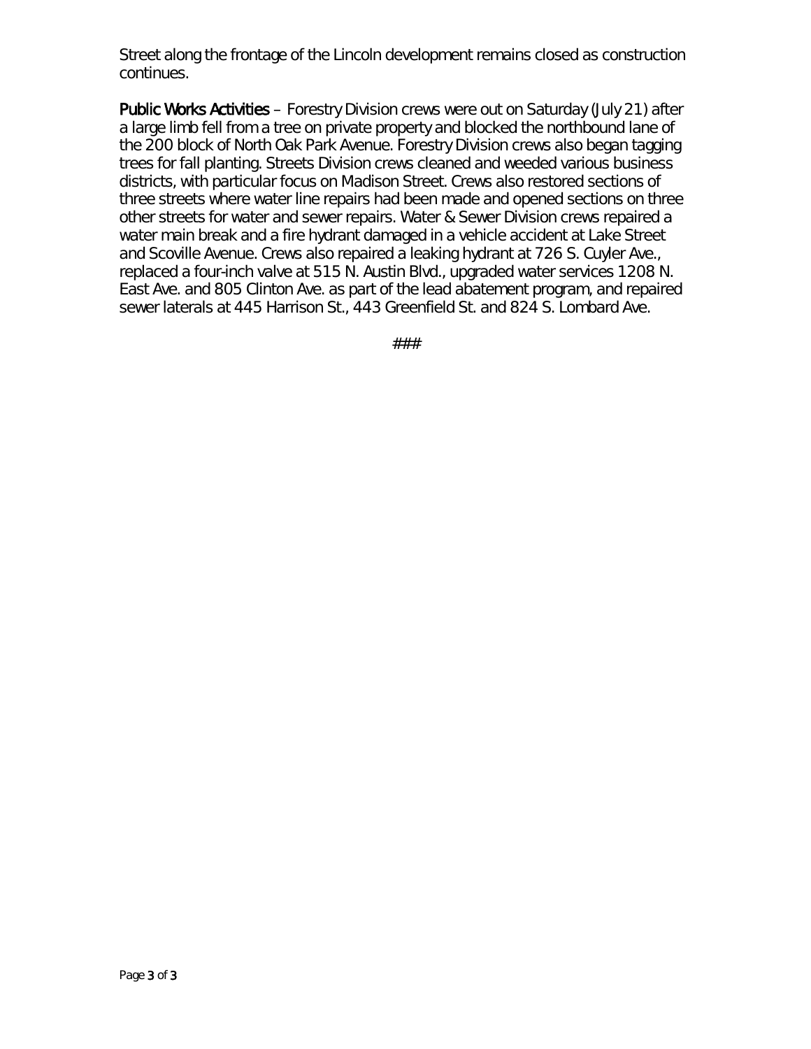Street along the frontage of the Lincoln development remains closed as construction continues.

**Public Works Activities** – Forestry Division crews were out on Saturday (July 21) after a large limb fell from a tree on private property and blocked the northbound lane of the 200 block of North Oak Park Avenue. Forestry Division crews also began tagging trees for fall planting. Streets Division crews cleaned and weeded various business districts, with particular focus on Madison Street. Crews also restored sections of three streets where water line repairs had been made and opened sections on three other streets for water and sewer repairs. Water & Sewer Division crews repaired a water main break and a fire hydrant damaged in a vehicle accident at Lake Street and Scoville Avenue. Crews also repaired a leaking hydrant at 726 S. Cuyler Ave., replaced a four-inch valve at 515 N. Austin Blvd., upgraded water services 1208 N. East Ave. and 805 Clinton Ave. as part of the lead abatement program, and repaired sewer laterals at 445 Harrison St., 443 Greenfield St. and 824 S. Lombard Ave.

###